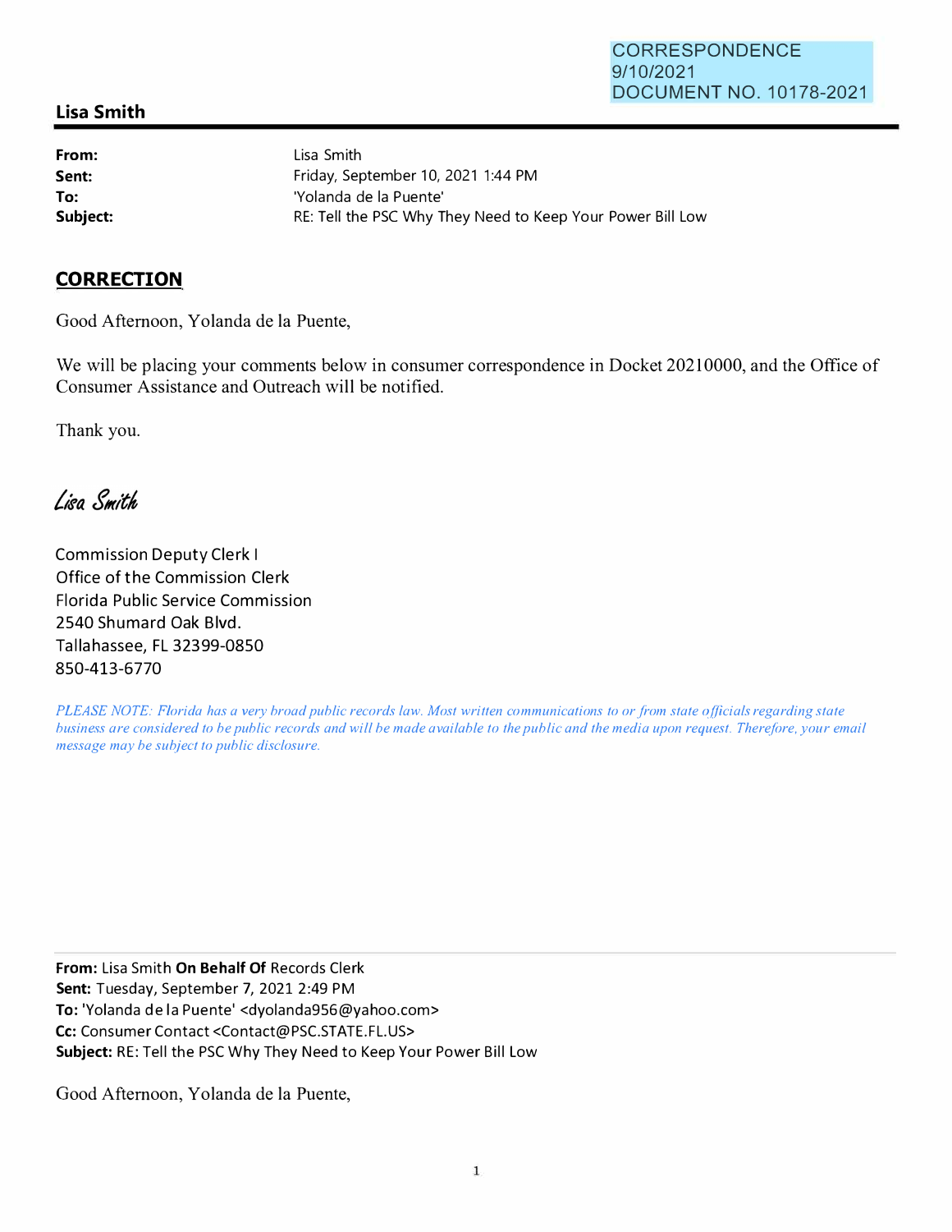CORRESPONDENCE
9/10/2021
DOCUMENT NO. 10178-2021

## Lisa Smith

| | |
|---|---|
| **From:** | Lisa Smith |
| **Sent:** | Friday, September 10, 2021 1:44 PM |
| **To:** | 'Yolanda de la Puente' |
| **Subject:** | RE: Tell the PSC Why They Need to Keep Your Power Bill Low |

**CORRECTION**

Good Afternoon, Yolanda de la Puente,

We will be placing your comments below in consumer correspondence in Docket 20210000, and the Office of Consumer Assistance and Outreach will be notified.

Thank you.

*Lisa Smith*

Commission Deputy Clerk I
Office of the Commission Clerk
Florida Public Service Commission
2540 Shumard Oak Blvd.
Tallahassee, FL 32399-0850
850-413-6770

*PLEASE NOTE: Florida has a very broad public records law. Most written communications to or from state officials regarding state business are considered to be public records and will be made available to the public and the media upon request. Therefore, your email message may be subject to public disclosure.*

---

**From:** Lisa Smith **On Behalf Of** Records Clerk
**Sent:** Tuesday, September 7, 2021 2:49 PM
**To:** 'Yolanda de la Puente' <dyolanda956@yahoo.com>
**Cc:** Consumer Contact <Contact@PSC.STATE.FL.US>
**Subject:** RE: Tell the PSC Why They Need to Keep Your Power Bill Low

Good Afternoon, Yolanda de la Puente,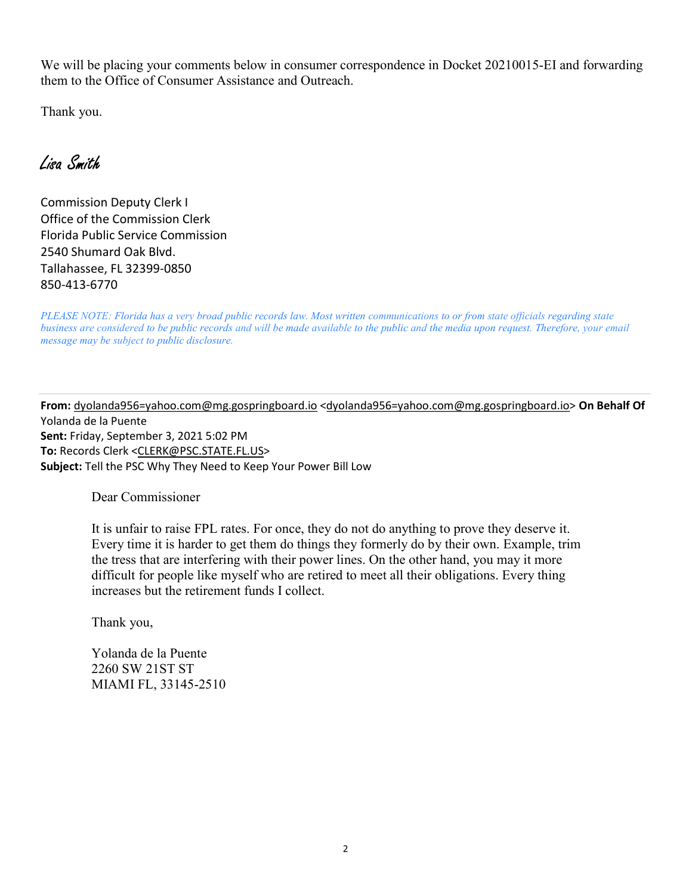We will be placing your comments below in consumer correspondence in Docket 20210015-EI and forwarding them to the Office of Consumer Assistance and Outreach.

Thank you.

*Lisa Smith*

Commission Deputy Clerk I
Office of the Commission Clerk
Florida Public Service Commission
2540 Shumard Oak Blvd.
Tallahassee, FL 32399-0850
850-413-6770

*PLEASE NOTE: Florida has a very broad public records law. Most written communications to or from state officials regarding state business are considered to be public records and will be made available to the public and the media upon request. Therefore, your email message may be subject to public disclosure.*

---

**From:** dyolanda956=yahoo.com@mg.gospringboard.io <dyolanda956=yahoo.com@mg.gospringboard.io> **On Behalf Of** Yolanda de la Puente
**Sent:** Friday, September 3, 2021 5:02 PM
**To:** Records Clerk <CLERK@PSC.STATE.FL.US>
**Subject:** Tell the PSC Why They Need to Keep Your Power Bill Low

Dear Commissioner

It is unfair to raise FPL rates. For once, they do not do anything to prove they deserve it. Every time it is harder to get them do things they formerly do by their own. Example, trim the tress that are interfering with their power lines. On the other hand, you may it more difficult for people like myself who are retired to meet all their obligations. Every thing increases but the retirement funds I collect.

Thank you,

Yolanda de la Puente
2260 SW 21ST ST
MIAMI FL, 33145-2510